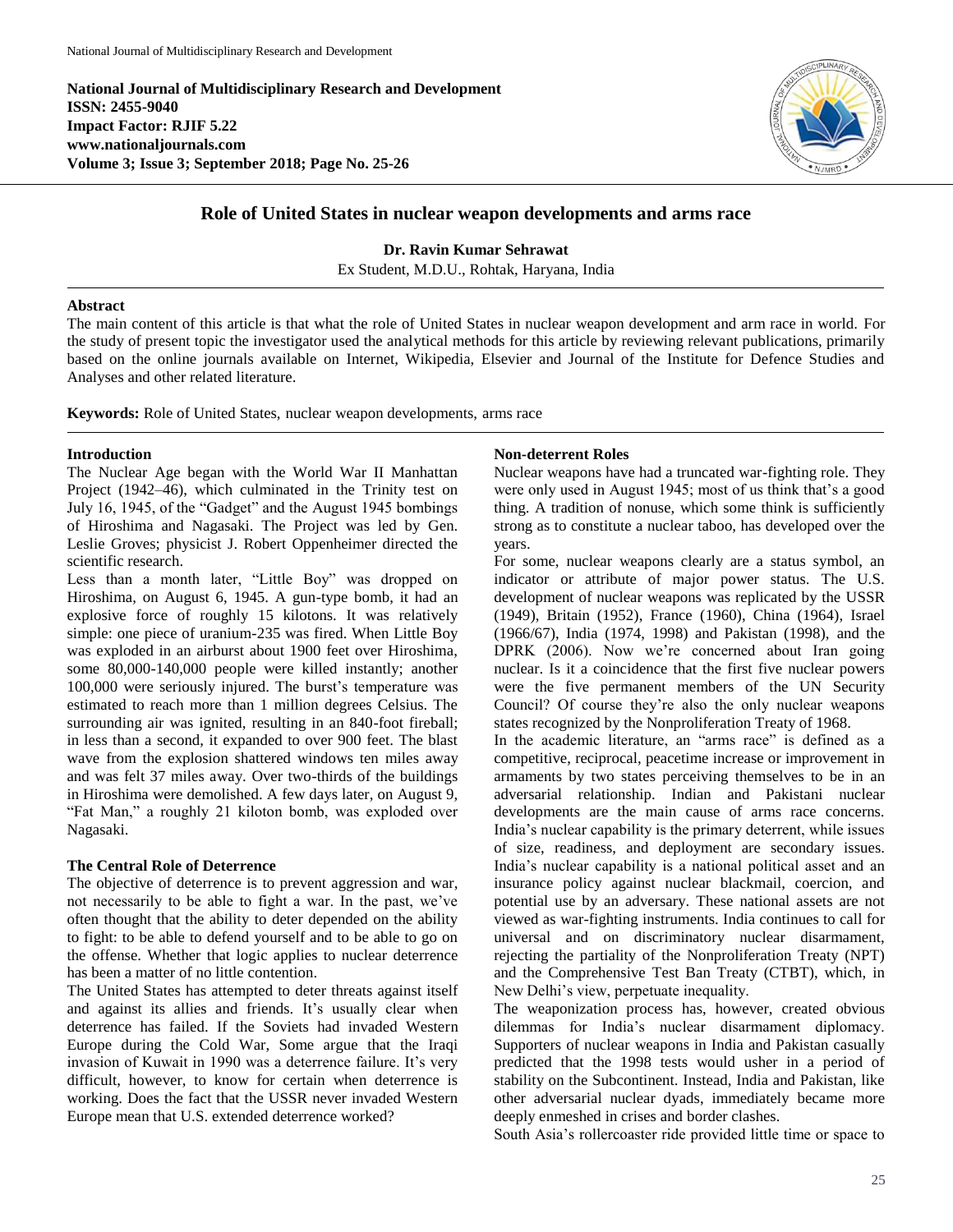**National Journal of Multidisciplinary Research and Development**
**ISSN: 2455-9040**
**Impact Factor: RJIF 5.22**
**www.nationaljournals.com**
**Volume 3; Issue 3; September 2018; Page No. 25-26**

# Role of United States in nuclear weapon developments and arms race

**Dr. Ravin Kumar Sehrawat**

Ex Student, M.D.U., Rohtak, Haryana, India

## Abstract

The main content of this article is that what the role of United States in nuclear weapon development and arm race in world. For the study of present topic the investigator used the analytical methods for this article by reviewing relevant publications, primarily based on the online journals available on Internet, Wikipedia, Elsevier and Journal of the Institute for Defence Studies and Analyses and other related literature.

**Keywords:** Role of United States, nuclear weapon developments, arms race

## Introduction

The Nuclear Age began with the World War II Manhattan Project (1942–46), which culminated in the Trinity test on July 16, 1945, of the "Gadget" and the August 1945 bombings of Hiroshima and Nagasaki. The Project was led by Gen. Leslie Groves; physicist J. Robert Oppenheimer directed the scientific research.

Less than a month later, "Little Boy" was dropped on Hiroshima, on August 6, 1945. A gun-type bomb, it had an explosive force of roughly 15 kilotons. It was relatively simple: one piece of uranium-235 was fired. When Little Boy was exploded in an airburst about 1900 feet over Hiroshima, some 80,000-140,000 people were killed instantly; another 100,000 were seriously injured. The burst's temperature was estimated to reach more than 1 million degrees Celsius. The surrounding air was ignited, resulting in an 840-foot fireball; in less than a second, it expanded to over 900 feet. The blast wave from the explosion shattered windows ten miles away and was felt 37 miles away. Over two-thirds of the buildings in Hiroshima were demolished. A few days later, on August 9, "Fat Man," a roughly 21 kiloton bomb, was exploded over Nagasaki.

## The Central Role of Deterrence

The objective of deterrence is to prevent aggression and war, not necessarily to be able to fight a war. In the past, we've often thought that the ability to deter depended on the ability to fight: to be able to defend yourself and to be able to go on the offense. Whether that logic applies to nuclear deterrence has been a matter of no little contention.

The United States has attempted to deter threats against itself and against its allies and friends. It's usually clear when deterrence has failed. If the Soviets had invaded Western Europe during the Cold War, Some argue that the Iraqi invasion of Kuwait in 1990 was a deterrence failure. It's very difficult, however, to know for certain when deterrence is working. Does the fact that the USSR never invaded Western Europe mean that U.S. extended deterrence worked?

## Non-deterrent Roles

Nuclear weapons have had a truncated war-fighting role. They were only used in August 1945; most of us think that's a good thing. A tradition of nonuse, which some think is sufficiently strong as to constitute a nuclear taboo, has developed over the years.

For some, nuclear weapons clearly are a status symbol, an indicator or attribute of major power status. The U.S. development of nuclear weapons was replicated by the USSR (1949), Britain (1952), France (1960), China (1964), Israel (1966/67), India (1974, 1998) and Pakistan (1998), and the DPRK (2006). Now we're concerned about Iran going nuclear. Is it a coincidence that the first five nuclear powers were the five permanent members of the UN Security Council? Of course they're also the only nuclear weapons states recognized by the Nonproliferation Treaty of 1968.

In the academic literature, an "arms race" is defined as a competitive, reciprocal, peacetime increase or improvement in armaments by two states perceiving themselves to be in an adversarial relationship. Indian and Pakistani nuclear developments are the main cause of arms race concerns. India's nuclear capability is the primary deterrent, while issues of size, readiness, and deployment are secondary issues. India's nuclear capability is a national political asset and an insurance policy against nuclear blackmail, coercion, and potential use by an adversary. These national assets are not viewed as war-fighting instruments. India continues to call for universal and on discriminatory nuclear disarmament, rejecting the partiality of the Nonproliferation Treaty (NPT) and the Comprehensive Test Ban Treaty (CTBT), which, in New Delhi's view, perpetuate inequality.

The weaponization process has, however, created obvious dilemmas for India's nuclear disarmament diplomacy. Supporters of nuclear weapons in India and Pakistan casually predicted that the 1998 tests would usher in a period of stability on the Subcontinent. Instead, India and Pakistan, like other adversarial nuclear dyads, immediately became more deeply enmeshed in crises and border clashes.

South Asia's rollercoaster ride provided little time or space to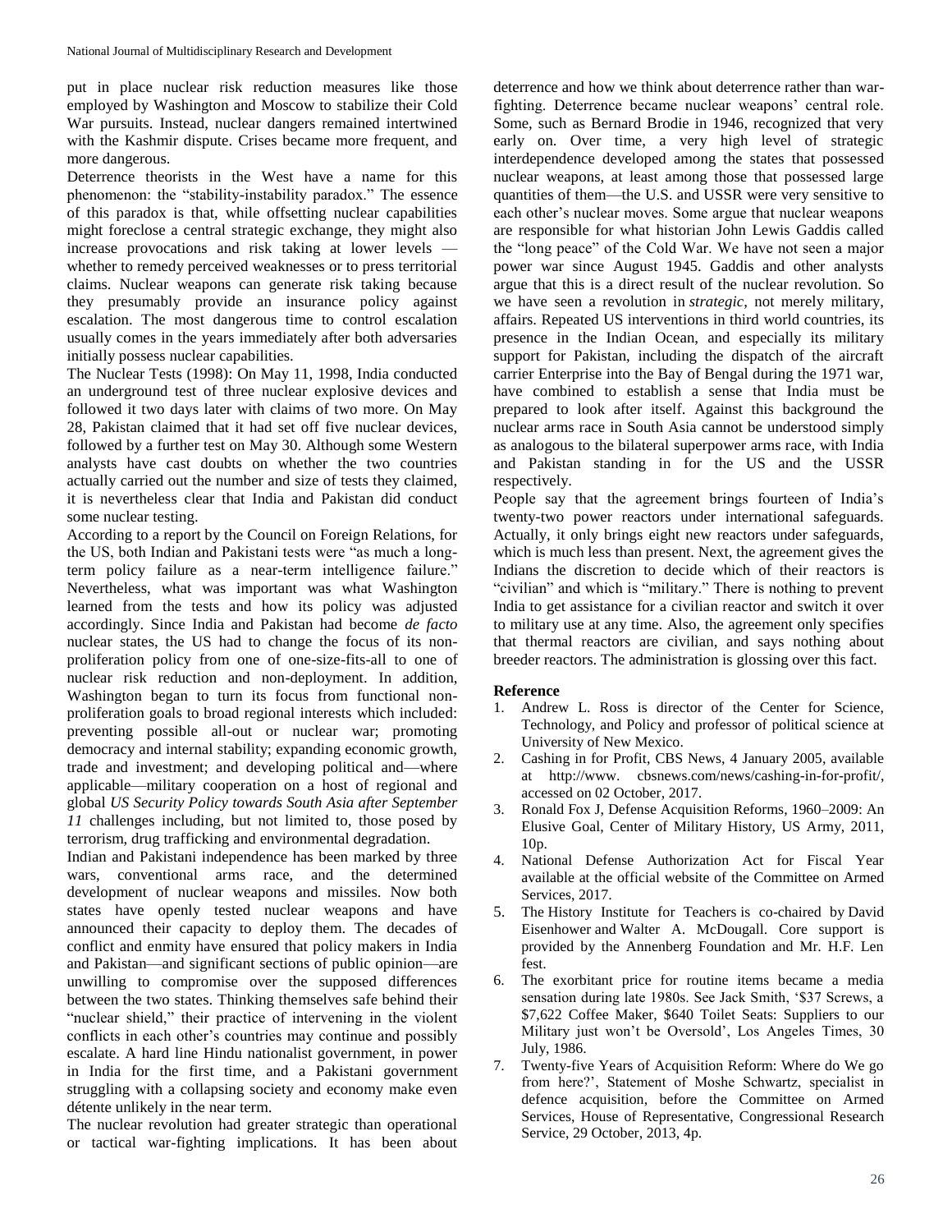put in place nuclear risk reduction measures like those employed by Washington and Moscow to stabilize their Cold War pursuits. Instead, nuclear dangers remained intertwined with the Kashmir dispute. Crises became more frequent, and more dangerous.

Deterrence theorists in the West have a name for this phenomenon: the "stability-instability paradox." The essence of this paradox is that, while offsetting nuclear capabilities might foreclose a central strategic exchange, they might also increase provocations and risk taking at lower levels — whether to remedy perceived weaknesses or to press territorial claims. Nuclear weapons can generate risk taking because they presumably provide an insurance policy against escalation. The most dangerous time to control escalation usually comes in the years immediately after both adversaries initially possess nuclear capabilities.

The Nuclear Tests (1998): On May 11, 1998, India conducted an underground test of three nuclear explosive devices and followed it two days later with claims of two more. On May 28, Pakistan claimed that it had set off five nuclear devices, followed by a further test on May 30. Although some Western analysts have cast doubts on whether the two countries actually carried out the number and size of tests they claimed, it is nevertheless clear that India and Pakistan did conduct some nuclear testing.

According to a report by the Council on Foreign Relations, for the US, both Indian and Pakistani tests were "as much a long-term policy failure as a near-term intelligence failure." Nevertheless, what was important was what Washington learned from the tests and how its policy was adjusted accordingly. Since India and Pakistan had become *de facto* nuclear states, the US had to change the focus of its non-proliferation policy from one of one-size-fits-all to one of nuclear risk reduction and non-deployment. In addition, Washington began to turn its focus from functional non-proliferation goals to broad regional interests which included: preventing possible all-out or nuclear war; promoting democracy and internal stability; expanding economic growth, trade and investment; and developing political and—where applicable—military cooperation on a host of regional and global *US Security Policy towards South Asia after September 11* challenges including, but not limited to, those posed by terrorism, drug trafficking and environmental degradation.

Indian and Pakistani independence has been marked by three wars, conventional arms race, and the determined development of nuclear weapons and missiles. Now both states have openly tested nuclear weapons and have announced their capacity to deploy them. The decades of conflict and enmity have ensured that policy makers in India and Pakistan—and significant sections of public opinion—are unwilling to compromise over the supposed differences between the two states. Thinking themselves safe behind their "nuclear shield," their practice of intervening in the violent conflicts in each other's countries may continue and possibly escalate. A hard line Hindu nationalist government, in power in India for the first time, and a Pakistani government struggling with a collapsing society and economy make even détente unlikely in the near term.

The nuclear revolution had greater strategic than operational or tactical war-fighting implications. It has been about deterrence and how we think about deterrence rather than war-fighting. Deterrence became nuclear weapons' central role. Some, such as Bernard Brodie in 1946, recognized that very early on. Over time, a very high level of strategic interdependence developed among the states that possessed nuclear weapons, at least among those that possessed large quantities of them—the U.S. and USSR were very sensitive to each other's nuclear moves. Some argue that nuclear weapons are responsible for what historian John Lewis Gaddis called the "long peace" of the Cold War. We have not seen a major power war since August 1945. Gaddis and other analysts argue that this is a direct result of the nuclear revolution. So we have seen a revolution in *strategic*, not merely military, affairs. Repeated US interventions in third world countries, its presence in the Indian Ocean, and especially its military support for Pakistan, including the dispatch of the aircraft carrier Enterprise into the Bay of Bengal during the 1971 war, have combined to establish a sense that India must be prepared to look after itself. Against this background the nuclear arms race in South Asia cannot be understood simply as analogous to the bilateral superpower arms race, with India and Pakistan standing in for the US and the USSR respectively.

People say that the agreement brings fourteen of India's twenty-two power reactors under international safeguards. Actually, it only brings eight new reactors under safeguards, which is much less than present. Next, the agreement gives the Indians the discretion to decide which of their reactors is "civilian" and which is "military." There is nothing to prevent India to get assistance for a civilian reactor and switch it over to military use at any time. Also, the agreement only specifies that thermal reactors are civilian, and says nothing about breeder reactors. The administration is glossing over this fact.

## Reference

1. Andrew L. Ross is director of the Center for Science, Technology, and Policy and professor of political science at University of New Mexico.
2. Cashing in for Profit, CBS News, 4 January 2005, available at http://www. cbsnews.com/news/cashing-in-for-profit/, accessed on 02 October, 2017.
3. Ronald Fox J, Defense Acquisition Reforms, 1960–2009: An Elusive Goal, Center of Military History, US Army, 2011, 10p.
4. National Defense Authorization Act for Fiscal Year available at the official website of the Committee on Armed Services, 2017.
5. The History Institute for Teachers is co-chaired by David Eisenhower and Walter A. McDougall. Core support is provided by the Annenberg Foundation and Mr. H.F. Len fest.
6. The exorbitant price for routine items became a media sensation during late 1980s. See Jack Smith, '$37 Screws, a $7,622 Coffee Maker, $640 Toilet Seats: Suppliers to our Military just won't be Oversold', Los Angeles Times, 30 July, 1986.
7. Twenty-five Years of Acquisition Reform: Where do We go from here?', Statement of Moshe Schwartz, specialist in defence acquisition, before the Committee on Armed Services, House of Representative, Congressional Research Service, 29 October, 2013, 4p.